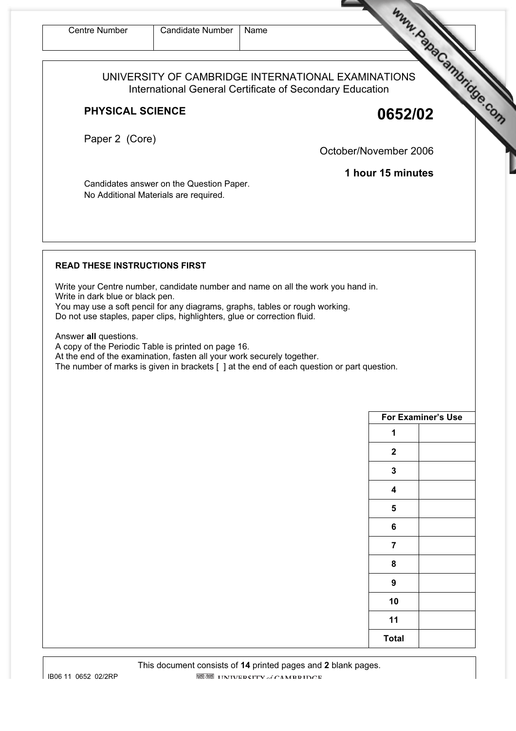| Centre Number | Candidate Number | Name |
| --- | --- | --- |
| | | |

UNIVERSITY OF CAMBRIDGE INTERNATIONAL EXAMINATIONS
International General Certificate of Secondary Education

**PHYSICAL SCIENCE** **0652/02**

Paper 2 (Core)

October/November 2006

**1 hour 15 minutes**

Candidates answer on the Question Paper.
No Additional Materials are required.

**READ THESE INSTRUCTIONS FIRST**

Write your Centre number, candidate number and name on all the work you hand in.
Write in dark blue or black pen.
You may use a soft pencil for any diagrams, graphs, tables or rough working.
Do not use staples, paper clips, highlighters, glue or correction fluid.

Answer **all** questions.
A copy of the Periodic Table is printed on page 16.
At the end of the examination, fasten all your work securely together.
The number of marks is given in brackets [ ] at the end of each question or part question.

| For Examiner's Use | |
| --- | --- |
| 1 | |
| 2 | |
| 3 | |
| 4 | |
| 5 | |
| 6 | |
| 7 | |
| 8 | |
| 9 | |
| 10 | |
| 11 | |
| Total | |

This document consists of **14** printed pages and **2** blank pages.

IB06 11 0652 02/2RP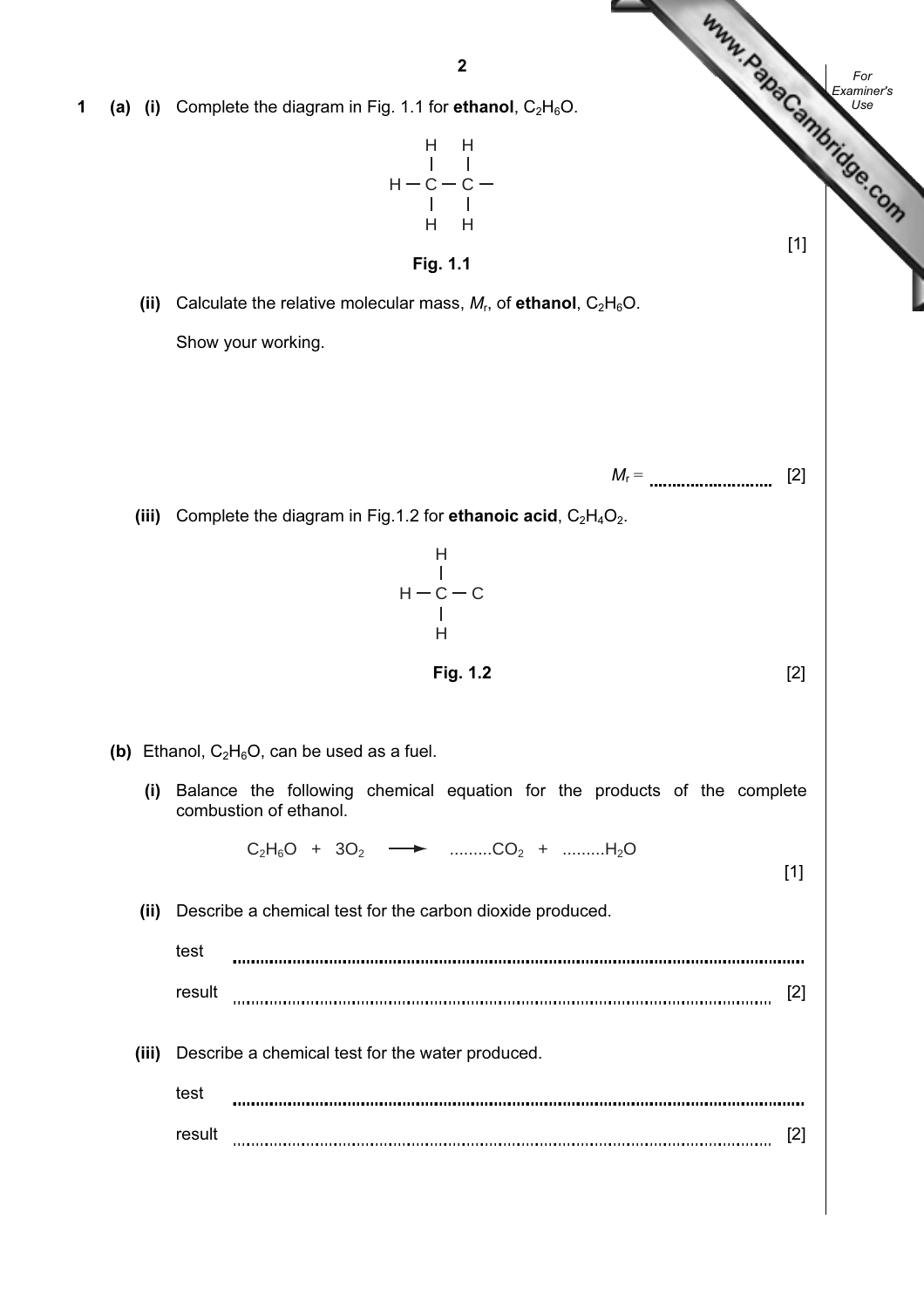**1 (a) (i)** Complete the diagram in Fig. 1.1 for **ethanol**, $C_2H_6O$.

```
    H   H
    |   |
H — C — C —
    |   |
    H   H
```

[1]

**Fig. 1.1**

**(ii)** Calculate the relative molecular mass, $M_r$, of **ethanol**, $C_2H_6O$.

Show your working.

$M_r$ = .......................... [2]

**(iii)** Complete the diagram in Fig.1.2 for **ethanoic acid**, $C_2H_4O_2$.

```
    H
    |
H — C — C
    |
    H
```

**Fig. 1.2** [2]

**(b)** Ethanol, $C_2H_6O$, can be used as a fuel.

**(i)** Balance the following chemical equation for the products of the complete combustion of ethanol.

$$C_2H_6O \; + \; 3O_2 \; \longrightarrow \; .........CO_2 \; + \; .........H_2O$$

[1]

**(ii)** Describe a chemical test for the carbon dioxide produced.

test ..........................................................................................................................

result ...................................................................................................................... [2]

**(iii)** Describe a chemical test for the water produced.

test ..........................................................................................................................

result ...................................................................................................................... [2]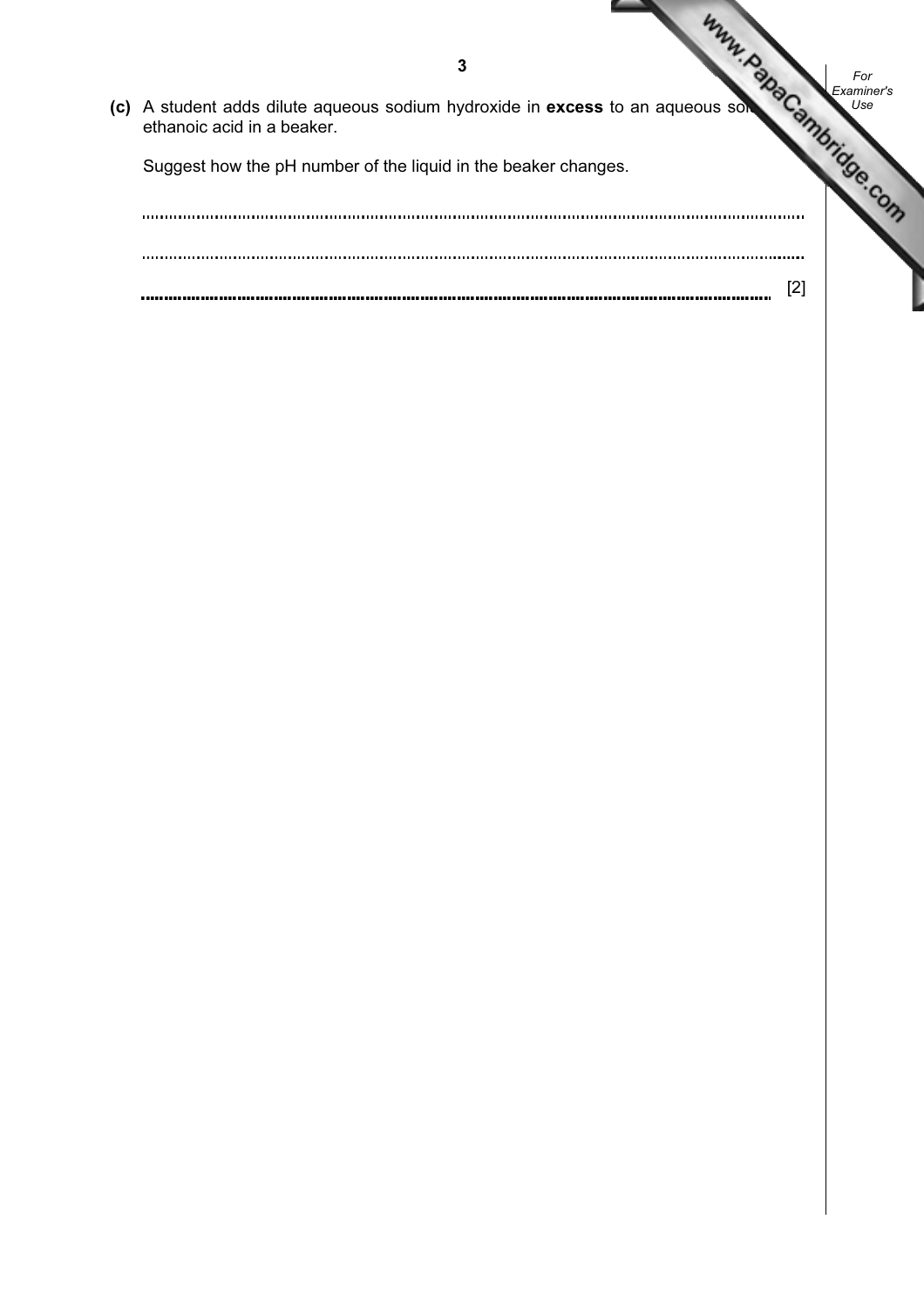**(c)** A student adds dilute aqueous sodium hydroxide in **excess** to an aqueous solution of ethanoic acid in a beaker.

Suggest how the pH number of the liquid in the beaker changes.

..........................................................................................................................................

..........................................................................................................................................

.................................................................................................................................... [2]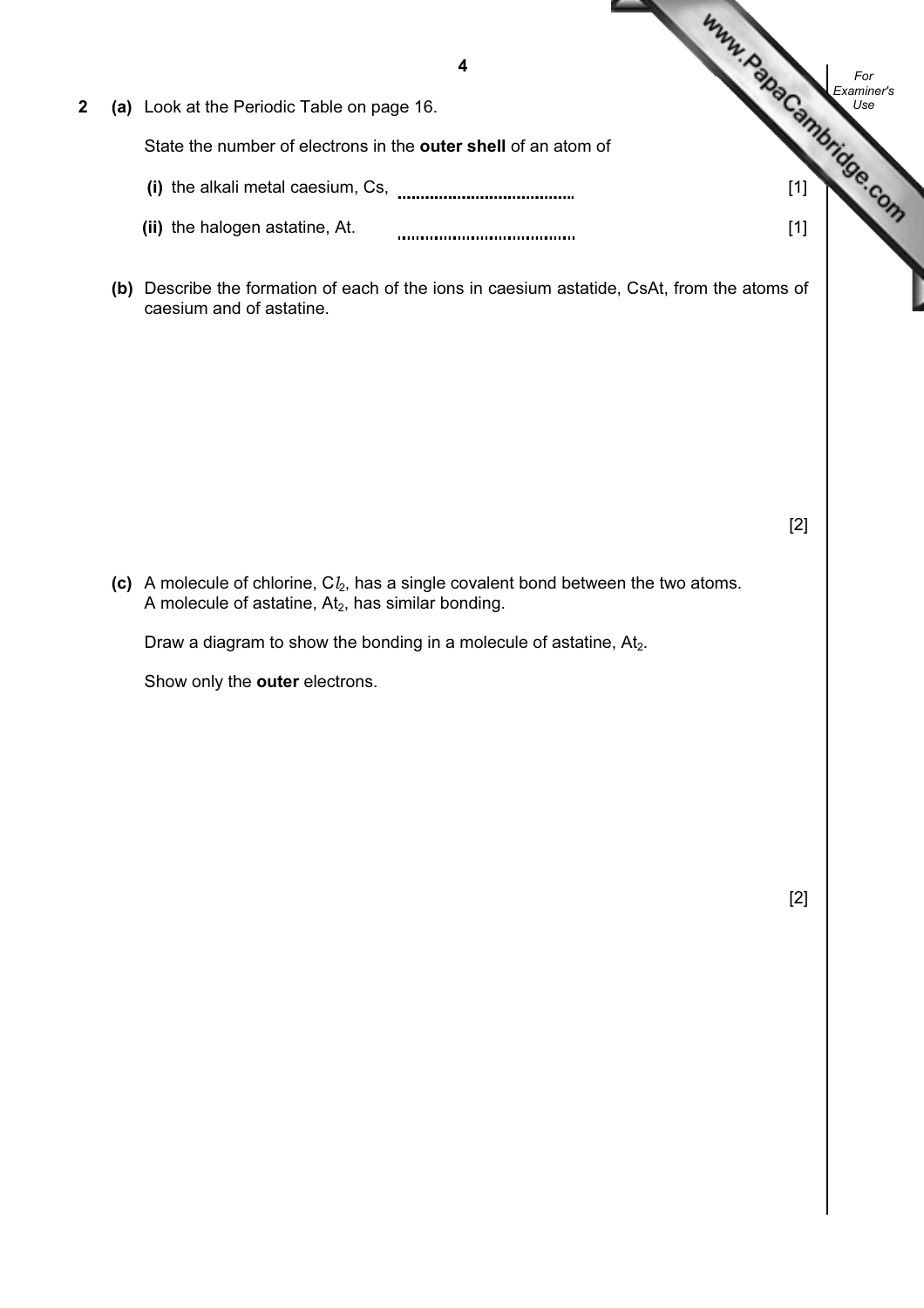**2** **(a)** Look at the Periodic Table on page 16.

State the number of electrons in the **outer shell** of an atom of

**(i)** the alkali metal caesium, Cs, .................................... [1]

**(ii)** the halogen astatine, At. .................................... [1]

**(b)** Describe the formation of each of the ions in caesium astatide, CsAt, from the atoms of caesium and of astatine.

[2]

**(c)** A molecule of chlorine, $Cl_2$, has a single covalent bond between the two atoms. A molecule of astatine, $At_2$, has similar bonding.

Draw a diagram to show the bonding in a molecule of astatine, $At_2$.

Show only the **outer** electrons.

[2]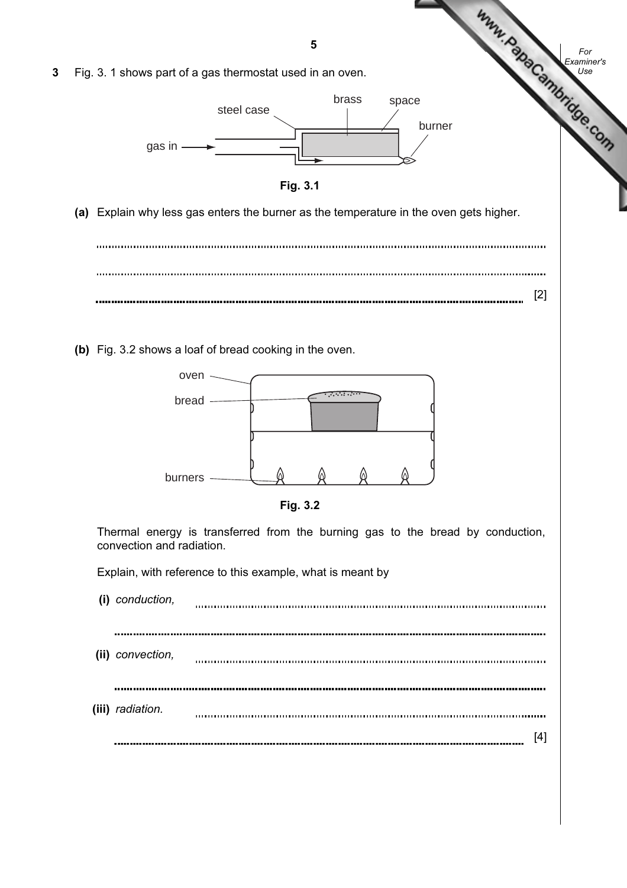**3** Fig. 3.1 shows part of a gas thermostat used in an oven.

Fig. 3.1

**(a)** Explain why less gas enters the burner as the temperature in the oven gets higher.

.......................................................................................................................................

.......................................................................................................................................

....................................................................................................................................... [2]

**(b)** Fig. 3.2 shows a loaf of bread cooking in the oven.

Fig. 3.2

Thermal energy is transferred from the burning gas to the bread by conduction, convection and radiation.

Explain, with reference to this example, what is meant by

**(i)** *conduction,* .......................................................................................................

.......................................................................................................................................

**(ii)** *convection,* .......................................................................................................

.......................................................................................................................................

**(iii)** *radiation.* .......................................................................................................

....................................................................................................................................... [4]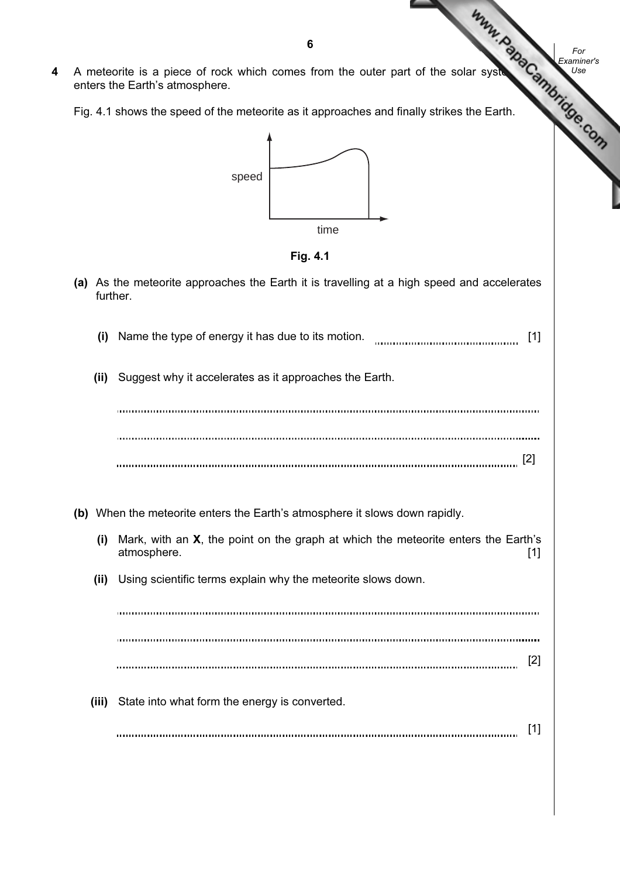4 A meteorite is a piece of rock which comes from the outer part of the solar system and enters the Earth's atmosphere.

Fig. 4.1 shows the speed of the meteorite as it approaches and finally strikes the Earth.

Fig. 4.1

**(a)** As the meteorite approaches the Earth it is travelling at a high speed and accelerates further.

**(i)** Name the type of energy it has due to its motion. .................................................. [1]

**(ii)** Suggest why it accelerates as it approaches the Earth.

..........................................................................................................................................

..........................................................................................................................................

.......................................................................................................................................... [2]

**(b)** When the meteorite enters the Earth's atmosphere it slows down rapidly.

**(i)** Mark, with an **X**, the point on the graph at which the meteorite enters the Earth's atmosphere. [1]

**(ii)** Using scientific terms explain why the meteorite slows down.

..........................................................................................................................................

..........................................................................................................................................

.......................................................................................................................................... [2]

**(iii)** State into what form the energy is converted.

.......................................................................................................................................... [1]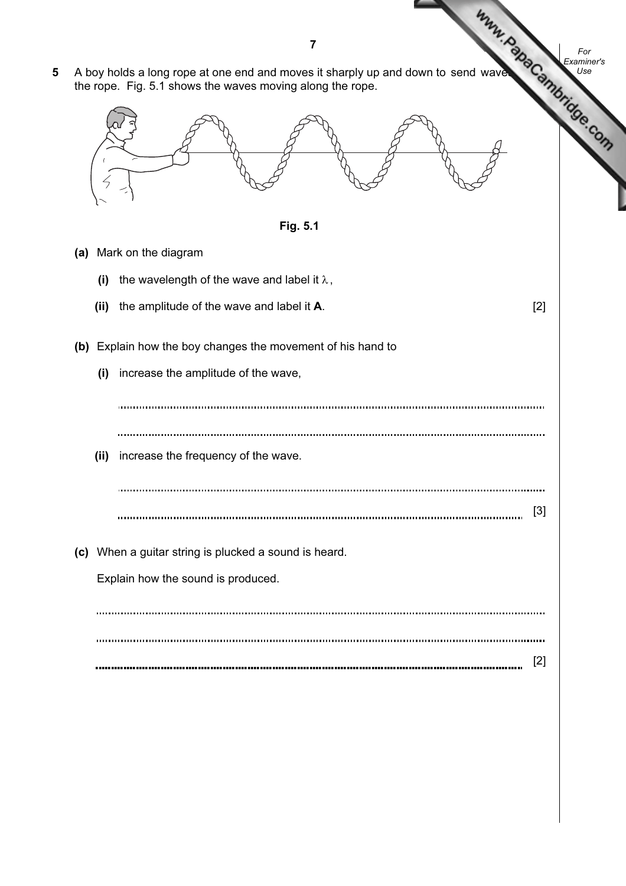**5** A boy holds a long rope at one end and moves it sharply up and down to send waves along the rope. Fig. 5.1 shows the waves moving along the rope.

Fig. 5.1

**(a)** Mark on the diagram

**(i)** the wavelength of the wave and label it $\lambda$,

**(ii)** the amplitude of the wave and label it **A**. [2]

**(b)** Explain how the boy changes the movement of his hand to

**(i)** increase the amplitude of the wave,

..........................................................................................................................................

..........................................................................................................................................

**(ii)** increase the frequency of the wave.

..........................................................................................................................................

.......................................................................................................................................... [3]

**(c)** When a guitar string is plucked a sound is heard.

Explain how the sound is produced.

..................................................................................................................................................

..................................................................................................................................................

.................................................................................................................................................. [2]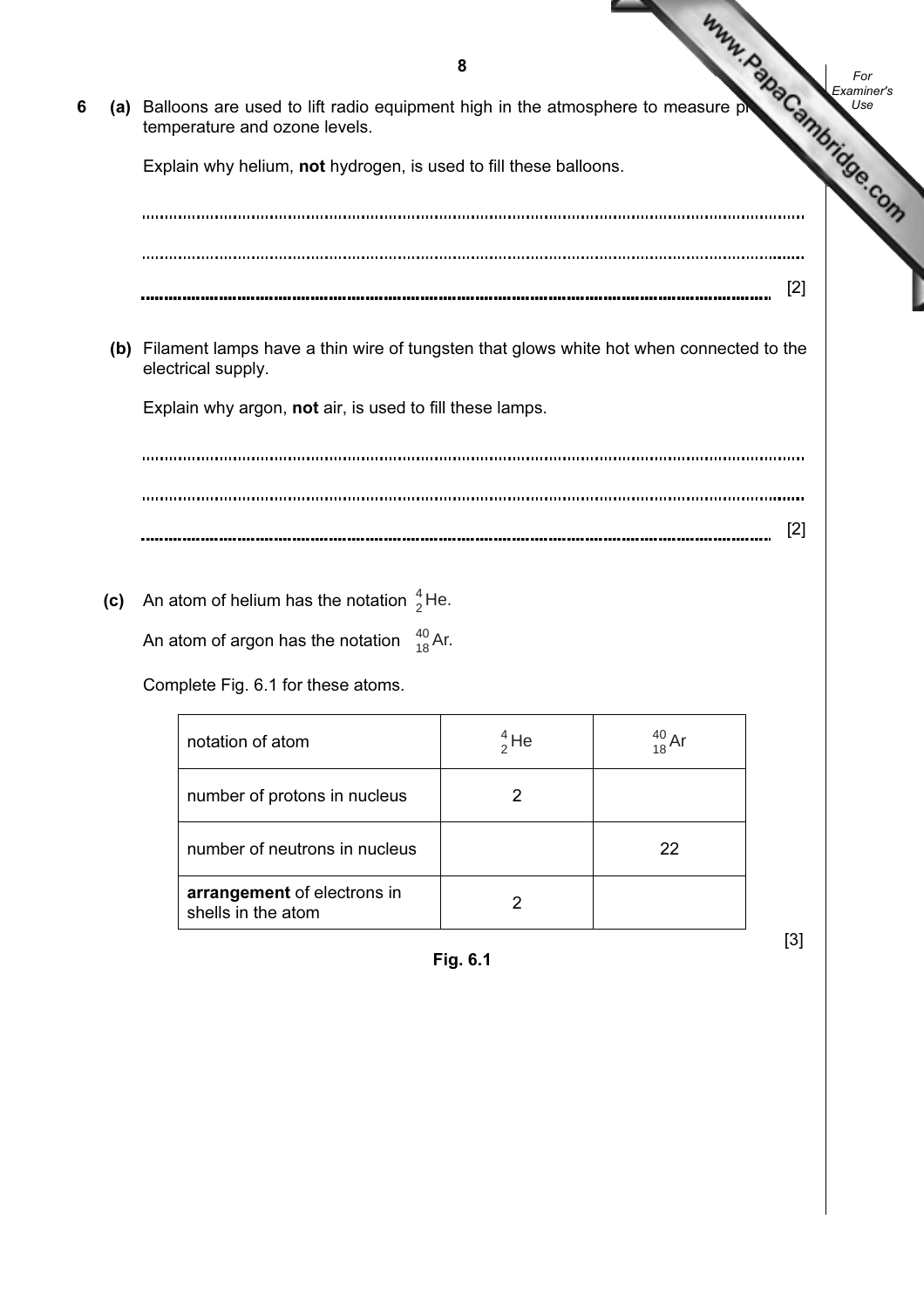**6** **(a)** Balloons are used to lift radio equipment high in the atmosphere to measure pr... temperature and ozone levels.

Explain why helium, **not** hydrogen, is used to fill these balloons.

..........................................................................................................................................

..........................................................................................................................................

.......................................................................................................................................... [2]

**(b)** Filament lamps have a thin wire of tungsten that glows white hot when connected to the electrical supply.

Explain why argon, **not** air, is used to fill these lamps.

..........................................................................................................................................

..........................................................................................................................................

.......................................................................................................................................... [2]

**(c)** An atom of helium has the notation $^{4}_{2}He$.

An atom of argon has the notation $^{40}_{18}Ar$.

Complete Fig. 6.1 for these atoms.

| notation of atom | $^{4}_{2}He$ | $^{40}_{18}Ar$ |
|---|---|---|
| number of protons in nucleus | 2 | |
| number of neutrons in nucleus | | 22 |
| **arrangement** of electrons in shells in the atom | 2 | |

[3]

**Fig. 6.1**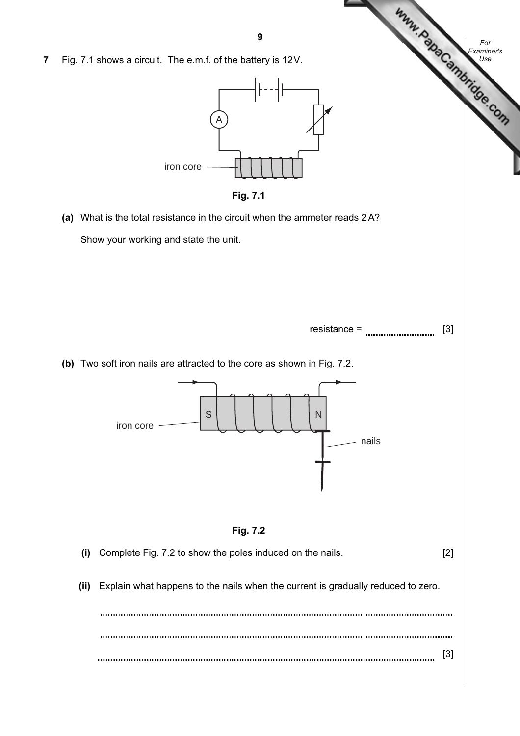**7** Fig. 7.1 shows a circuit. The e.m.f. of the battery is 12 V.

iron core

**Fig. 7.1**

**(a)** What is the total resistance in the circuit when the ammeter reads 2 A?

Show your working and state the unit.

resistance = .......................... [3]

**(b)** Two soft iron nails are attracted to the core as shown in Fig. 7.2.

iron core S N nails

**Fig. 7.2**

**(i)** Complete Fig. 7.2 to show the poles induced on the nails. [2]

**(ii)** Explain what happens to the nails when the current is gradually reduced to zero.

..........................................................................................................................................

..........................................................................................................................................

.......................................................................................................................................... [3]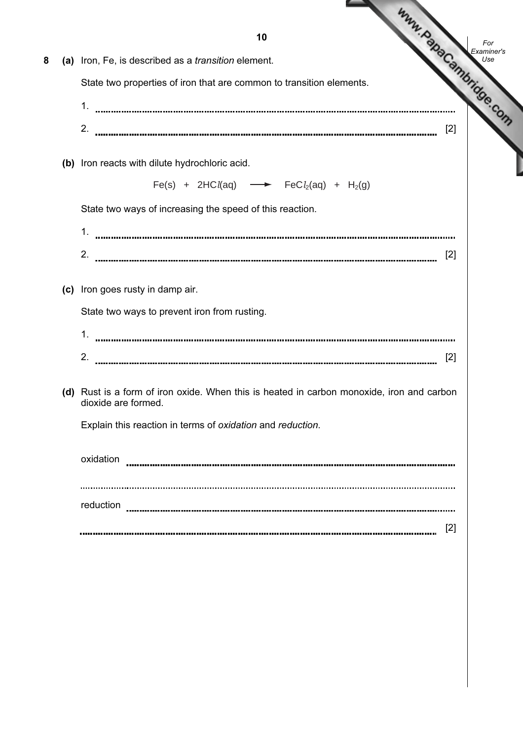**8 (a)** Iron, Fe, is described as a *transition* element.

State two properties of iron that are common to transition elements.

1. ..........................................................................................................................

2. .......................................................................................................................... [2]

**(b)** Iron reacts with dilute hydrochloric acid.

$$Fe(s) + 2HCl(aq) \longrightarrow FeCl_2(aq) + H_2(g)$$

State two ways of increasing the speed of this reaction.

1. ..........................................................................................................................

2. .......................................................................................................................... [2]

**(c)** Iron goes rusty in damp air.

State two ways to prevent iron from rusting.

1. ..........................................................................................................................

2. .......................................................................................................................... [2]

**(d)** Rust is a form of iron oxide. When this is heated in carbon monoxide, iron and carbon dioxide are formed.

Explain this reaction in terms of *oxidation* and *reduction*.

oxidation ..........................................................................................................................

..........................................................................................................................

reduction ..........................................................................................................................

.......................................................................................................................... [2]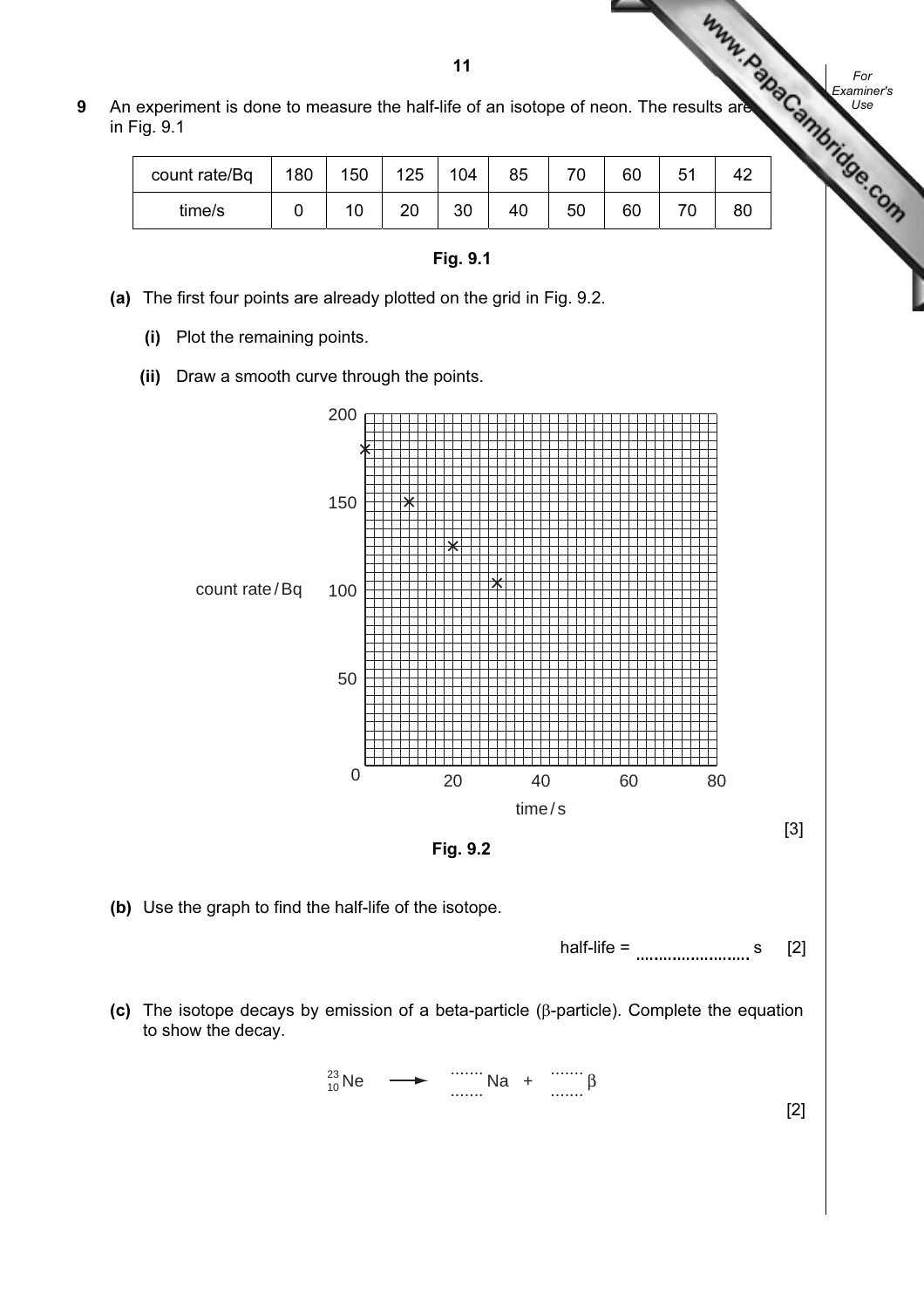**9** An experiment is done to measure the half-life of an isotope of neon. The results are shown in Fig. 9.1

| count rate/Bq | 180 | 150 | 125 | 104 | 85 | 70 | 60 | 51 | 42 |
|---|---|---|---|---|---|---|---|---|---|
| time/s | 0 | 10 | 20 | 30 | 40 | 50 | 60 | 70 | 80 |

**Fig. 9.1**

**(a)** The first four points are already plotted on the grid in Fig. 9.2.

**(i)** Plot the remaining points.

**(ii)** Draw a smooth curve through the points.

count rate / Bq (0 to 200) against time / s (0 to 80)

[3]

**Fig. 9.2**

**(b)** Use the graph to find the half-life of the isotope.

half-life = .................... s [2]

**(c)** The isotope decays by emission of a beta-particle (β-particle). Complete the equation to show the decay.

$${}^{23}_{10}\text{Ne} \longrightarrow {}^{\dots\dots}_{\dots\dots}\text{Na} + {}^{\dots\dots}_{\dots\dots}\beta$$

[2]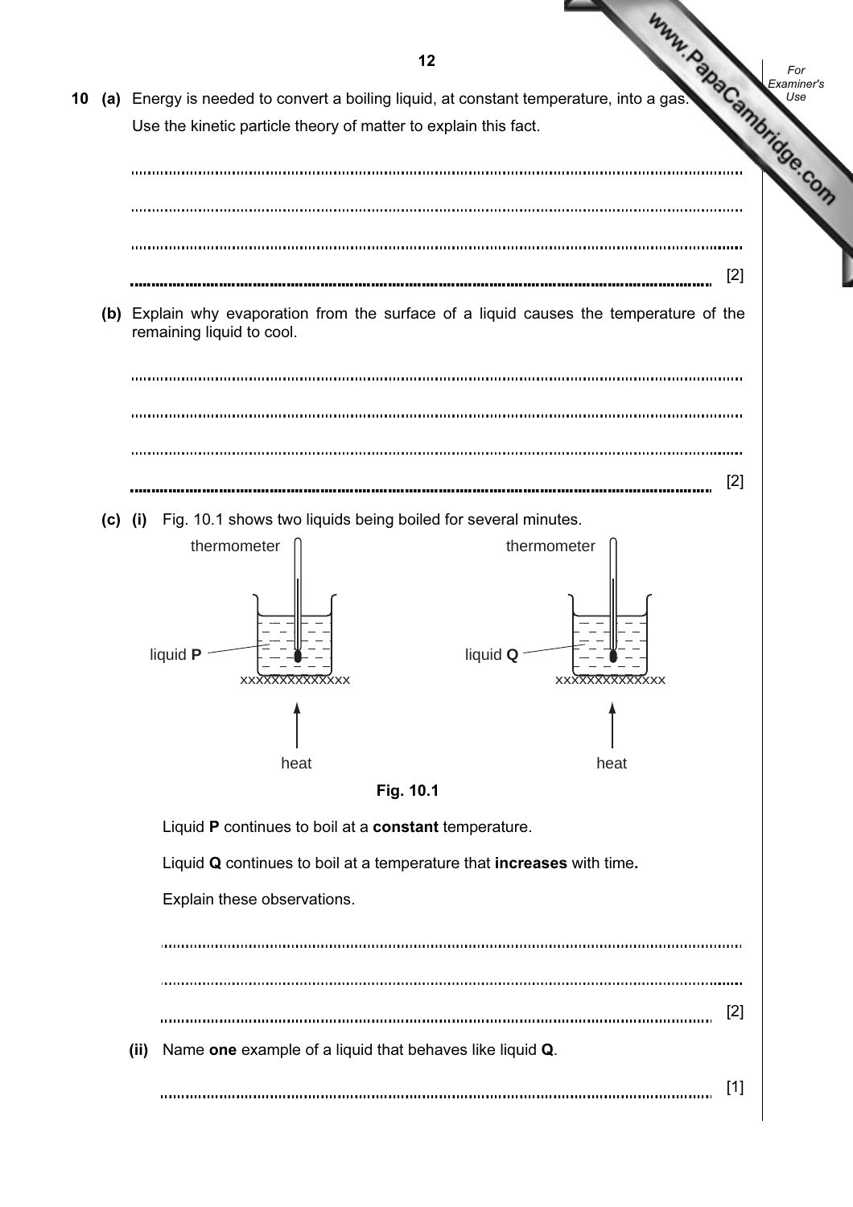**10 (a)** Energy is needed to convert a boiling liquid, at constant temperature, into a gas.

Use the kinetic particle theory of matter to explain this fact.

..........................................................................................................................................

..........................................................................................................................................

..........................................................................................................................................

.......................................................................................................................................... [2]

**(b)** Explain why evaporation from the surface of a liquid causes the temperature of the remaining liquid to cool.

..........................................................................................................................................

..........................................................................................................................................

..........................................................................................................................................

.......................................................................................................................................... [2]

**(c) (i)** Fig. 10.1 shows two liquids being boiled for several minutes.

thermometer | thermometer

liquid **P** | liquid **Q**

heat | heat

**Fig. 10.1**

Liquid **P** continues to boil at a **constant** temperature.

Liquid **Q** continues to boil at a temperature that **increases** with time**.**

Explain these observations.

..........................................................................................................................................

..........................................................................................................................................

.......................................................................................................................................... [2]

**(ii)** Name **one** example of a liquid that behaves like liquid **Q**.

.......................................................................................................................................... [1]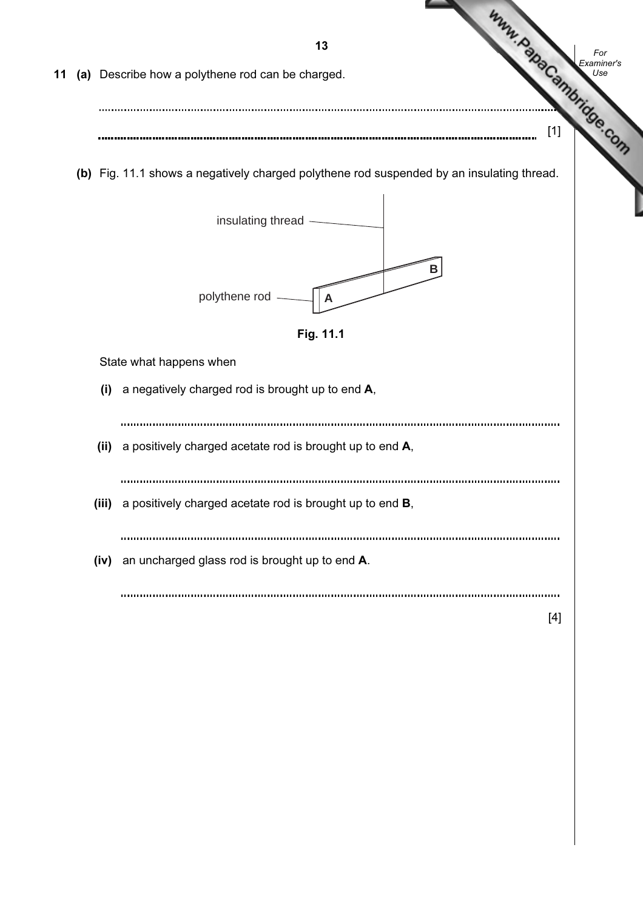**11 (a)** Describe how a polythene rod can be charged.

..........................................................................................................................................

.......................................................................................................................................... [1]

**(b)** Fig. 11.1 shows a negatively charged polythene rod suspended by an insulating thread.

insulating thread

polythene rod

A

B

**Fig. 11.1**

State what happens when

**(i)** a negatively charged rod is brought up to end **A**,

..........................................................................................................................................

**(ii)** a positively charged acetate rod is brought up to end **A**,

..........................................................................................................................................

**(iii)** a positively charged acetate rod is brought up to end **B**,

..........................................................................................................................................

**(iv)** an uncharged glass rod is brought up to end **A**.

..........................................................................................................................................

[4]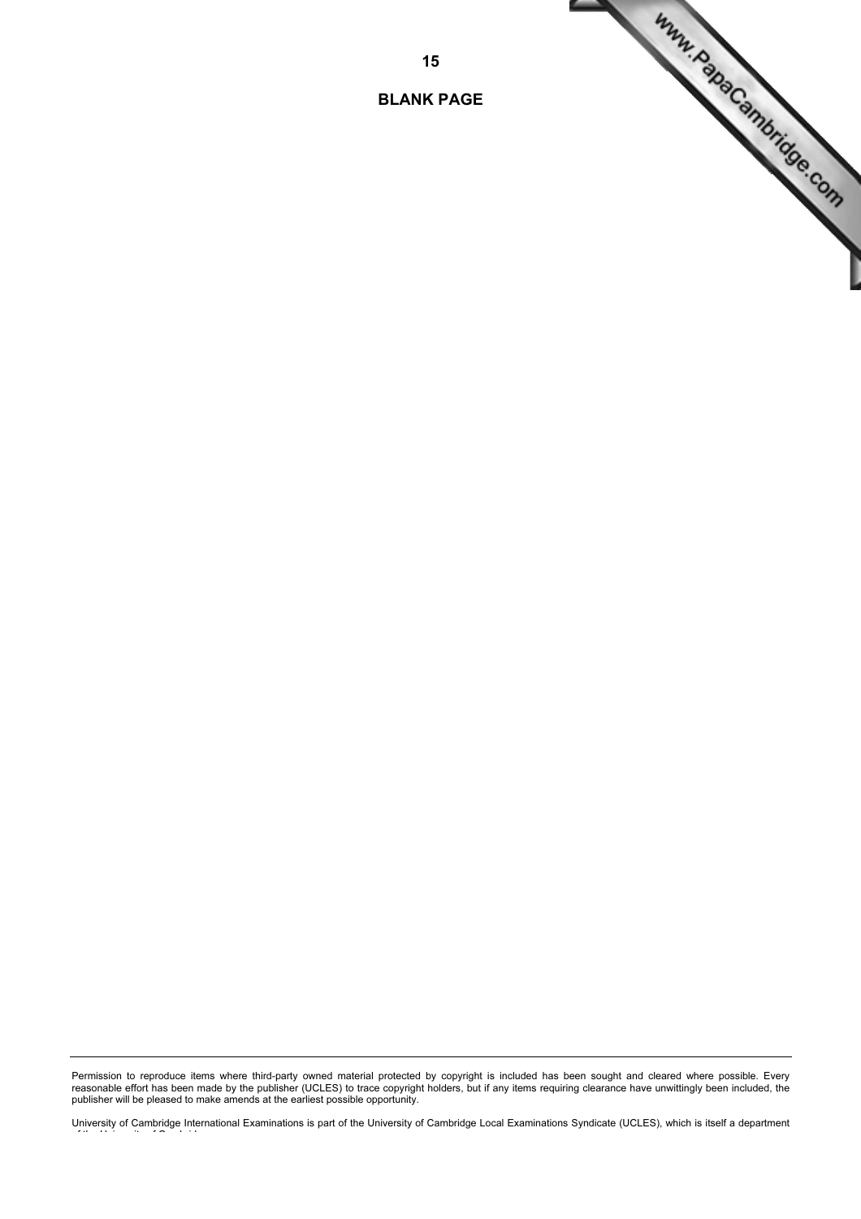**BLANK PAGE**

Permission to reproduce items where third-party owned material protected by copyright is included has been sought and cleared where possible. Every reasonable effort has been made by the publisher (UCLES) to trace copyright holders, but if any items requiring clearance have unwittingly been included, the publisher will be pleased to make amends at the earliest possible opportunity.

University of Cambridge International Examinations is part of the University of Cambridge Local Examinations Syndicate (UCLES), which is itself a department of the University of Cambridge.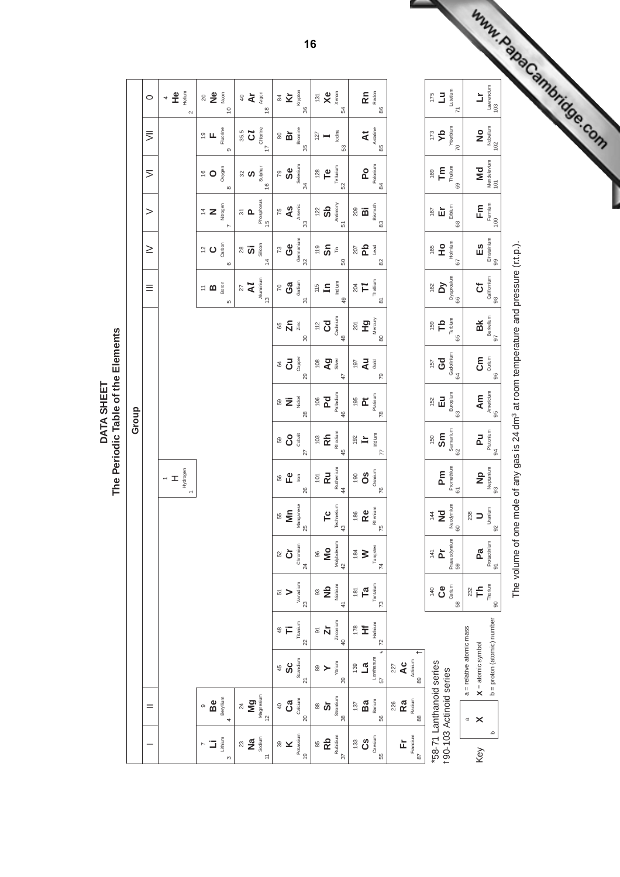# DATA SHEET
## The Periodic Table of the Elements

| Group | | | | | | | | | | | | | | | | | |
|---|---|---|---|---|---|---|---|---|---|---|---|---|---|---|---|---|---|
| I | II | | | | | | | | | | | III | IV | V | VI | VII | 0 |
| | | | | | | | 1 H Hydrogen 1 | | | | | | | | | | 4 He Helium 2 |
| 7 Li Lithium 3 | 9 Be Beryllium 4 | | | | | | | | | | | 11 B Boron 5 | 12 C Carbon 6 | 14 N Nitrogen 7 | 16 O Oxygen 8 | 19 F Fluorine 9 | 20 Ne Neon 10 |
| 23 Na Sodium 11 | 24 Mg Magnesium 12 | | | | | | | | | | | 27 Al Aluminium 13 | 28 Si Silicon 14 | 31 P Phosphorus 15 | 32 S Sulphur 16 | 35.5 Cl Chlorine 17 | 40 Ar Argon 18 |
| 39 K Potassium 19 | 40 Ca Calcium 20 | 45 Sc Scandium 21 | 48 Ti Titanium 22 | 51 V Vanadium 23 | 52 Cr Chromium 24 | 55 Mn Manganese 25 | 56 Fe Iron 26 | 59 Co Cobalt 27 | 59 Ni Nickel 28 | 64 Cu Copper 29 | 65 Zn Zinc 30 | 70 Ga Gallium 31 | 73 Ge Germanium 32 | 75 As Arsenic 33 | 79 Se Selenium 34 | 80 Br Bromine 35 | 84 Kr Krypton 36 |
| 85 Rb Rubidium 37 | 88 Sr Strontium 38 | 89 Y Yttrium 39 | 91 Zr Zirconium 40 | 93 Nb Niobium 41 | 96 Mo Molybdenum 42 | Tc Technetium 43 | 101 Ru Ruthenium 44 | 103 Rh Rhodium 45 | 106 Pd Palladium 46 | 108 Ag Silver 47 | 112 Cd Cadmium 48 | 115 In Indium 49 | 119 Sn Tin 50 | 122 Sb Antimony 51 | 128 Te Tellurium 52 | 127 I Iodine 53 | 131 Xe Xenon 54 |
| 133 Cs Caesium 55 | 137 Ba Barium 56 | 139 La Lanthanum 57 * | 178 Hf Hafnium 72 | 181 Ta Tantalum 73 | 184 W Tungsten 74 | 186 Re Rhenium 75 | 190 Os Osmium 76 | 192 Ir Iridium 77 | 195 Pt Platinum 78 | 197 Au Gold 79 | 201 Hg Mercury 80 | 204 Tl Thallium 81 | 207 Pb Lead 82 | 209 Bi Bismuth 83 | Po Polonium 84 | At Astatine 85 | Rn Radon 86 |
| Fr Francium 87 | 226 Ra Radium 88 | 227 Ac Actinium 89 † | | | | | | | | | | | | | | | |

*58-71 Lanthanoid series
†90-103 Actinoid series

| | | | | | | | | | | | | | |
|---|---|---|---|---|---|---|---|---|---|---|---|---|---|
| 140 Ce Cerium 58 | 141 Pr Praseodymium 59 | 144 Nd Neodymium 60 | Pm Promethium 61 | 150 Sm Samarium 62 | 152 Eu Europium 63 | 157 Gd Gadolinium 64 | 159 Tb Terbium 65 | 162 Dy Dysprosium 66 | 165 Ho Holmium 67 | 167 Er Erbium 68 | 169 Tm Thulium 69 | 173 Yb Ytterbium 70 | 175 Lu Lutetium 71 |
| 232 Th Thorium 90 | Pa Protactinium 91 | 238 U Uranium 92 | Np Neptunium 93 | Pu Plutonium 94 | Am Americium 95 | Cm Curium 96 | Bk Berkelium 97 | Cf Californium 98 | Es Einsteinium 99 | Fm Fermium 100 | Md Mendelevium 101 | No Nobelium 102 | Lr Lawrencium 103 |

Key: a X b

a = relative atomic mass
X = atomic symbol
b = proton (atomic) number

The volume of one mole of any gas is 24 dm$^3$ at room temperature and pressure (r.t.p.).